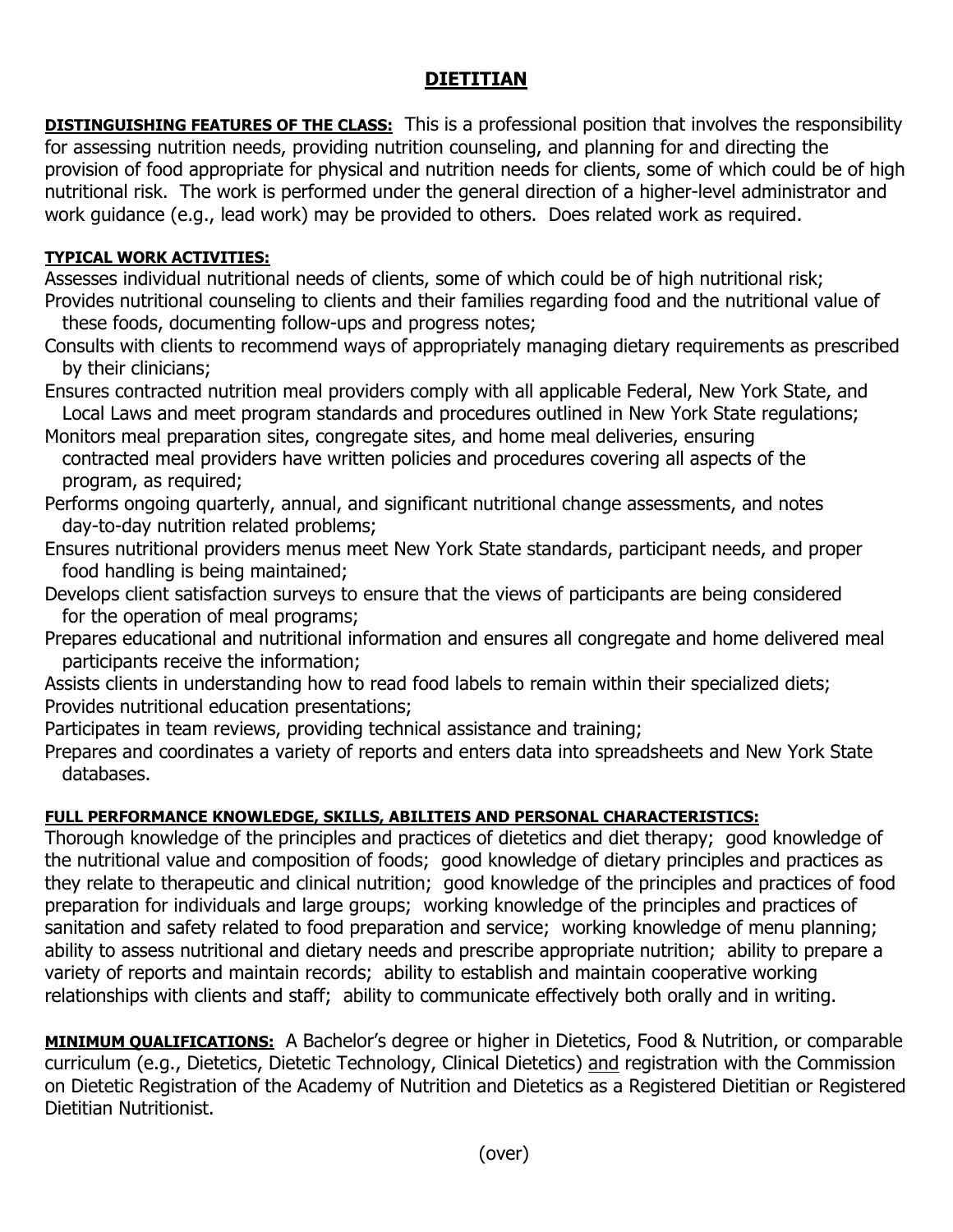# DIETITIAN

**DISTINGUISHING FEATURES OF THE CLASS:** This is a professional position that involves the responsibility for assessing nutrition needs, providing nutrition counseling, and planning for and directing the provision of food appropriate for physical and nutrition needs for clients, some of which could be of high nutritional risk. The work is performed under the general direction of a higher-level administrator and work guidance (e.g., lead work) may be provided to others. Does related work as required.

**TYPICAL WORK ACTIVITIES:**

Assesses individual nutritional needs of clients, some of which could be of high nutritional risk;
Provides nutritional counseling to clients and their families regarding food and the nutritional value of these foods, documenting follow-ups and progress notes;
Consults with clients to recommend ways of appropriately managing dietary requirements as prescribed by their clinicians;
Ensures contracted nutrition meal providers comply with all applicable Federal, New York State, and Local Laws and meet program standards and procedures outlined in New York State regulations;
Monitors meal preparation sites, congregate sites, and home meal deliveries, ensuring contracted meal providers have written policies and procedures covering all aspects of the program, as required;
Performs ongoing quarterly, annual, and significant nutritional change assessments, and notes day-to-day nutrition related problems;
Ensures nutritional providers menus meet New York State standards, participant needs, and proper food handling is being maintained;
Develops client satisfaction surveys to ensure that the views of participants are being considered for the operation of meal programs;
Prepares educational and nutritional information and ensures all congregate and home delivered meal participants receive the information;
Assists clients in understanding how to read food labels to remain within their specialized diets;
Provides nutritional education presentations;
Participates in team reviews, providing technical assistance and training;
Prepares and coordinates a variety of reports and enters data into spreadsheets and New York State databases.

**FULL PERFORMANCE KNOWLEDGE, SKILLS, ABILITEIS AND PERSONAL CHARACTERISTICS:**

Thorough knowledge of the principles and practices of dietetics and diet therapy; good knowledge of the nutritional value and composition of foods; good knowledge of dietary principles and practices as they relate to therapeutic and clinical nutrition; good knowledge of the principles and practices of food preparation for individuals and large groups; working knowledge of the principles and practices of sanitation and safety related to food preparation and service; working knowledge of menu planning; ability to assess nutritional and dietary needs and prescribe appropriate nutrition; ability to prepare a variety of reports and maintain records; ability to establish and maintain cooperative working relationships with clients and staff; ability to communicate effectively both orally and in writing.

**MINIMUM QUALIFICATIONS:** A Bachelor's degree or higher in Dietetics, Food & Nutrition, or comparable curriculum (e.g., Dietetics, Dietetic Technology, Clinical Dietetics) and registration with the Commission on Dietetic Registration of the Academy of Nutrition and Dietetics as a Registered Dietitian or Registered Dietitian Nutritionist.

(over)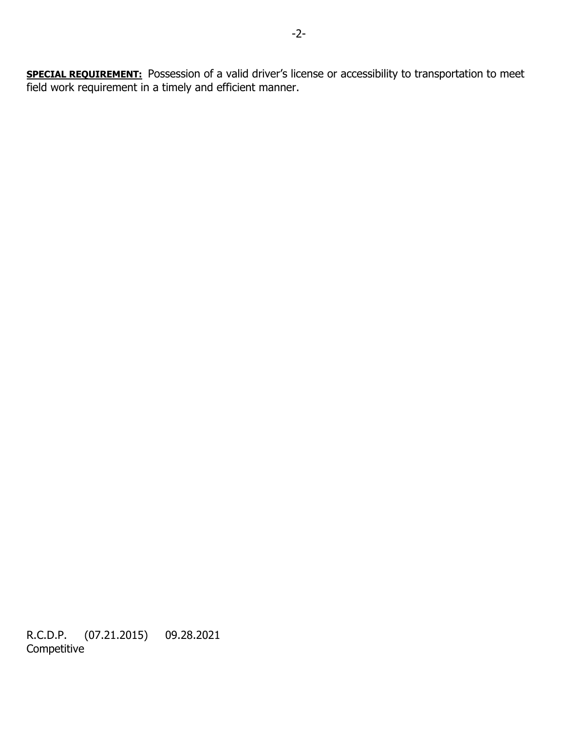**<u>SPECIAL REQUIREMENT:</u>** Possession of a valid driver's license or accessibility to transportation to meet field work requirement in a timely and efficient manner.

R.C.D.P. (07.21.2015) 09.28.2021
Competitive